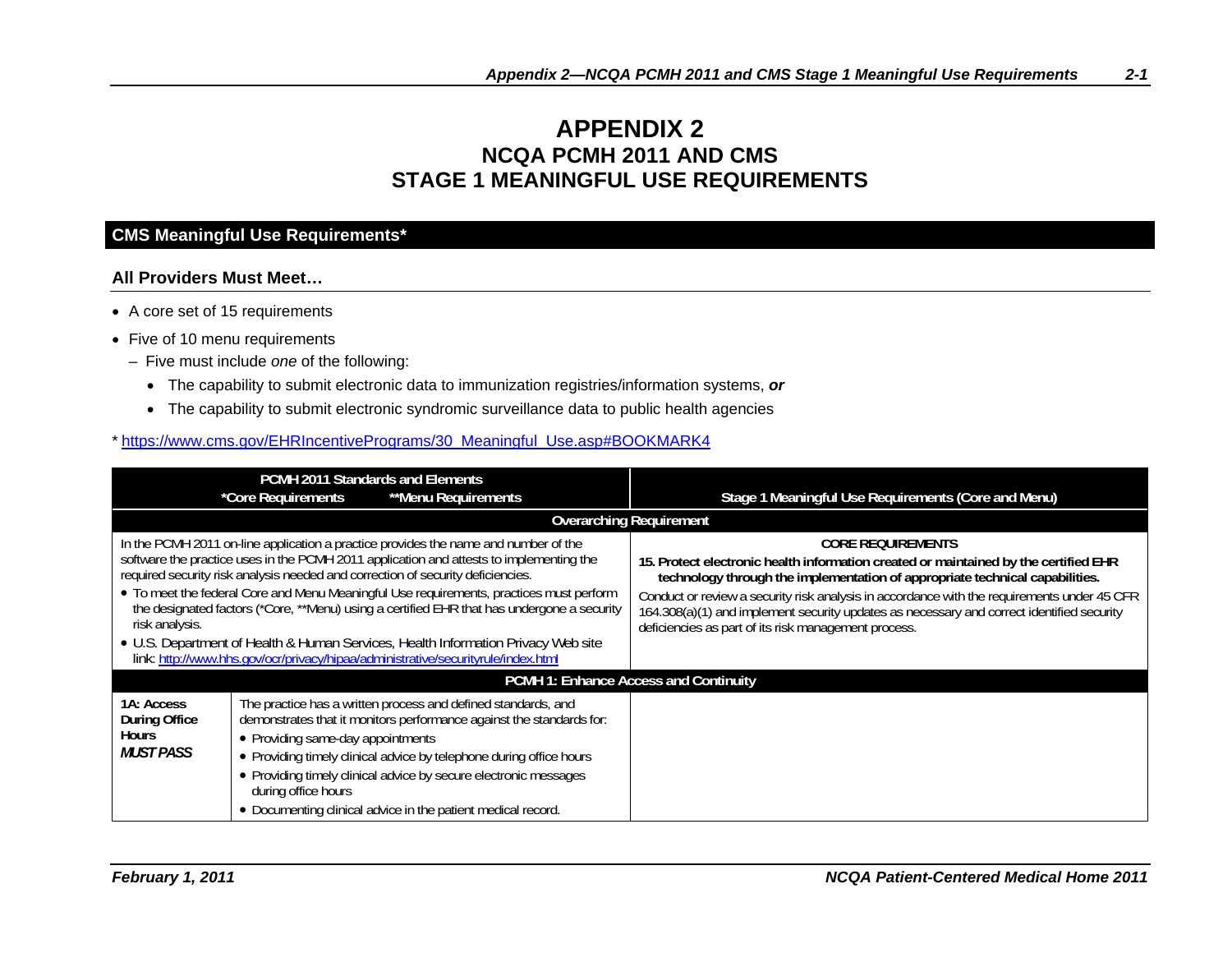# APPENDIX 2
## NCQA PCMH 2011 AND CMS STAGE 1 MEANINGFUL USE REQUIREMENTS

## CMS Meaningful Use Requirements*

### All Providers Must Meet…

- A core set of 15 requirements
- Five of 10 menu requirements
  - Five must include *one* of the following:
    - The capability to submit electronic data to immunization registries/information systems, ***or***
    - The capability to submit electronic syndromic surveillance data to public health agencies

* https://www.cms.gov/EHRIncentivePrograms/30_Meaningful_Use.asp#BOOKMARK4

| PCMH 2011 Standards and Elements<br>*Core Requirements **Menu Requirements | | Stage 1 Meaningful Use Requirements (Core and Menu) |
|---|---|---|
| **Overarching Requirement** | | |
| In the PCMH 2011 on-line application a practice provides the name and number of the software the practice uses in the PCMH 2011 application and attests to implementing the required security risk analysis needed and correction of security deficiencies.<br>• To meet the federal Core and Menu Meaningful Use requirements, practices must perform the designated factors (*Core, **Menu) using a certified EHR that has undergone a security risk analysis.<br>• U.S. Department of Health & Human Services, Health Information Privacy Web site link: http://www.hhs.gov/ocr/privacy/hipaa/administrative/securityrule/index.html | | **CORE REQUIREMENTS**<br>**15. Protect electronic health information created or maintained by the certified EHR technology through the implementation of appropriate technical capabilities.**<br>Conduct or review a security risk analysis in accordance with the requirements under 45 CFR 164.308(a)(1) and implement security updates as necessary and correct identified security deficiencies as part of its risk management process. |
| **PCMH 1: Enhance Access and Continuity** | | |
| **1A: Access During Office Hours**<br>***MUST PASS*** | The practice has a written process and defined standards, and demonstrates that it monitors performance against the standards for:<br>• Providing same-day appointments<br>• Providing timely clinical advice by telephone during office hours<br>• Providing timely clinical advice by secure electronic messages during office hours<br>• Documenting clinical advice in the patient medical record. | |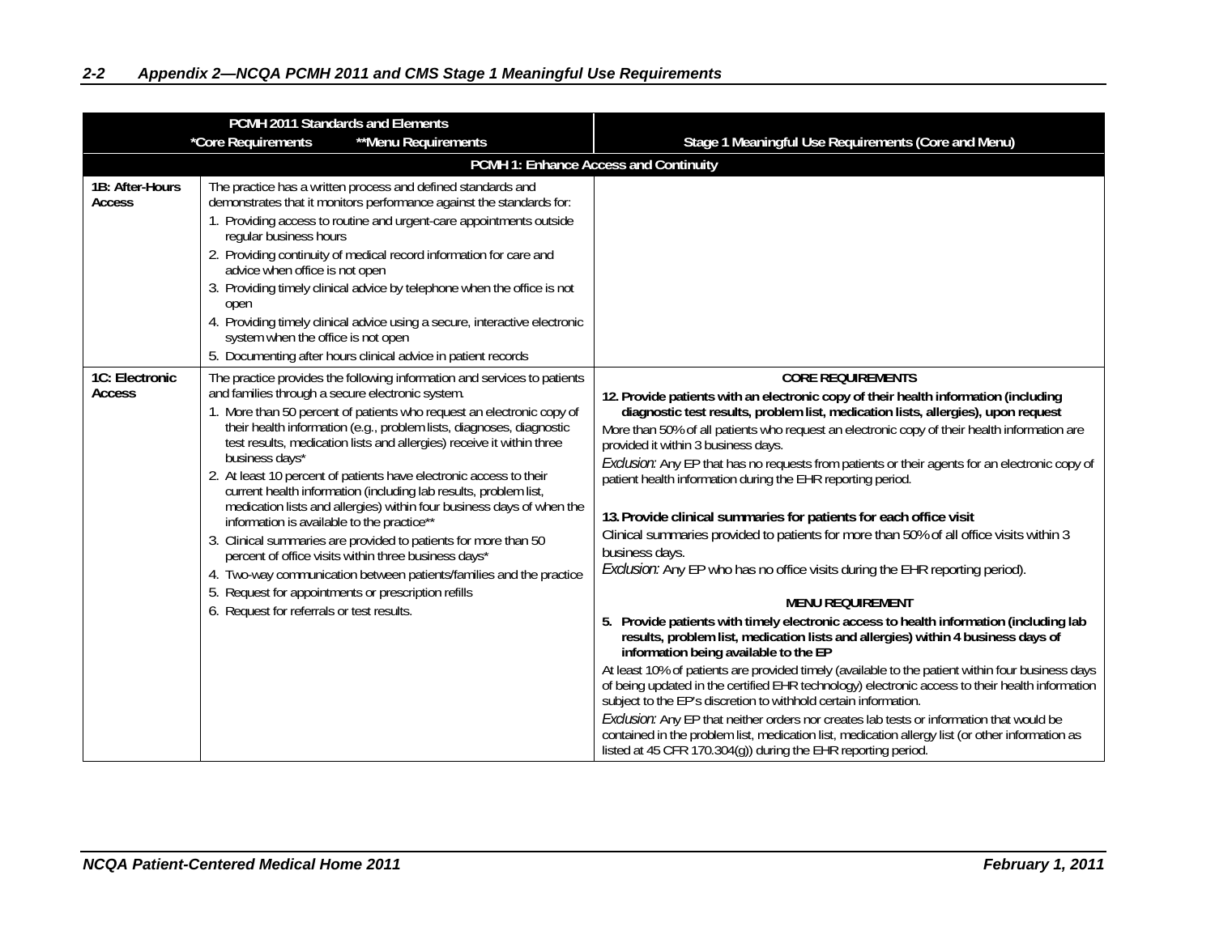| PCMH 2011 Standards and Elements<br>*Core Requirements **Menu Requirements | | Stage 1 Meaningful Use Requirements (Core and Menu) |
|---|---|---|
| **PCMH 1: Enhance Access and Continuity** | | |
| **1B: After-Hours Access** | The practice has a written process and defined standards and demonstrates that it monitors performance against the standards for:<br>1. Providing access to routine and urgent-care appointments outside regular business hours<br>2. Providing continuity of medical record information for care and advice when office is not open<br>3. Providing timely clinical advice by telephone when the office is not open<br>4. Providing timely clinical advice using a secure, interactive electronic system when the office is not open<br>5. Documenting after hours clinical advice in patient records | |
| **1C: Electronic Access** | The practice provides the following information and services to patients and families through a secure electronic system.<br>1. More than 50 percent of patients who request an electronic copy of their health information (e.g., problem lists, diagnoses, diagnostic test results, medication lists and allergies) receive it within three business days*<br>2. At least 10 percent of patients have electronic access to their current health information (including lab results, problem list, medication lists and allergies) within four business days of when the information is available to the practice**<br>3. Clinical summaries are provided to patients for more than 50 percent of office visits within three business days*<br>4. Two-way communication between patients/families and the practice<br>5. Request for appointments or prescription refills<br>6. Request for referrals or test results. | **CORE REQUIREMENTS**<br>**12. Provide patients with an electronic copy of their health information (including diagnostic test results, problem list, medication lists, allergies), upon request**<br>More than 50% of all patients who request an electronic copy of their health information are provided it within 3 business days.<br>*Exclusion:* Any EP that has no requests from patients or their agents for an electronic copy of patient health information during the EHR reporting period.<br><br>**13. Provide clinical summaries for patients for each office visit**<br>Clinical summaries provided to patients for more than 50% of all office visits within 3 business days.<br>*Exclusion:* Any EP who has no office visits during the EHR reporting period).<br><br>**MENU REQUIREMENT**<br>**5. Provide patients with timely electronic access to health information (including lab results, problem list, medication lists and allergies) within 4 business days of information being available to the EP**<br>At least 10% of patients are provided timely (available to the patient within four business days of being updated in the certified EHR technology) electronic access to their health information subject to the EP's discretion to withhold certain information.<br>*Exclusion:* Any EP that neither orders nor creates lab tests or information that would be contained in the problem list, medication list, medication allergy list (or other information as listed at 45 CFR 170.304(g)) during the EHR reporting period. |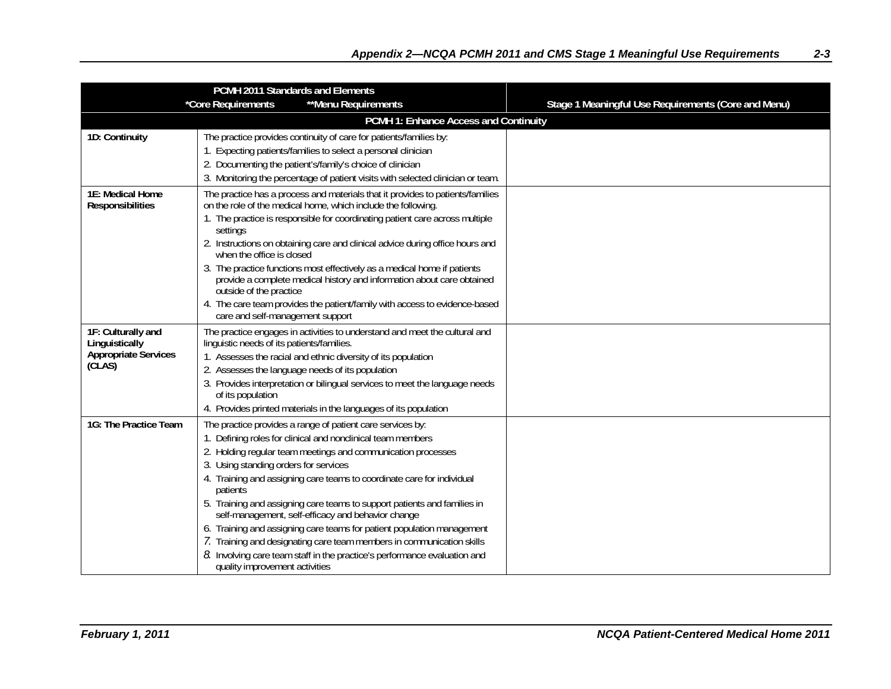| PCMH 2011 Standards and Elements *Core Requirements **Menu Requirements | | Stage 1 Meaningful Use Requirements (Core and Menu) |
|---|---|---|
| **PCMH 1: Enhance Access and Continuity** | | |
| **1D: Continuity** | The practice provides continuity of care for patients/families by:<br>1. Expecting patients/families to select a personal clinician<br>2. Documenting the patient's/family's choice of clinician<br>3. Monitoring the percentage of patient visits with selected clinician or team. | |
| **1E: Medical Home Responsibilities** | The practice has a process and materials that it provides to patients/families on the role of the medical home, which include the following.<br>1. The practice is responsible for coordinating patient care across multiple settings<br>2. Instructions on obtaining care and clinical advice during office hours and when the office is closed<br>3. The practice functions most effectively as a medical home if patients provide a complete medical history and information about care obtained outside of the practice<br>4. The care team provides the patient/family with access to evidence-based care and self-management support | |
| **1F: Culturally and Linguistically Appropriate Services (CLAS)** | The practice engages in activities to understand and meet the cultural and linguistic needs of its patients/families.<br>1. Assesses the racial and ethnic diversity of its population<br>2. Assesses the language needs of its population<br>3. Provides interpretation or bilingual services to meet the language needs of its population<br>4. Provides printed materials in the languages of its population | |
| **1G: The Practice Team** | The practice provides a range of patient care services by:<br>1. Defining roles for clinical and nonclinical team members<br>2. Holding regular team meetings and communication processes<br>3. Using standing orders for services<br>4. Training and assigning care teams to coordinate care for individual patients<br>5. Training and assigning care teams to support patients and families in self-management, self-efficacy and behavior change<br>6. Training and assigning care teams for patient population management<br>7. Training and designating care team members in communication skills<br>8. Involving care team staff in the practice's performance evaluation and quality improvement activities | |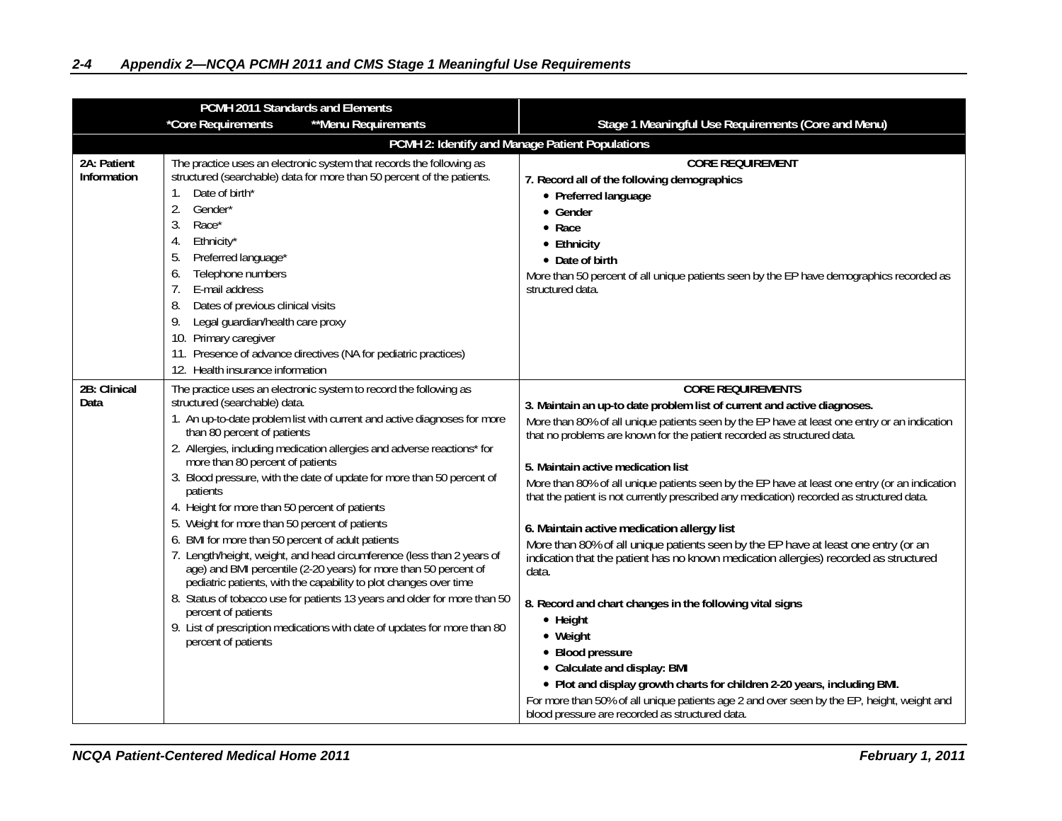| PCMH 2011 Standards and Elements *Core Requirements **Menu Requirements | | Stage 1 Meaningful Use Requirements (Core and Menu) |
|---|---|---|
| **PCMH 2: Identify and Manage Patient Populations** | | |
| **2A: Patient Information** | The practice uses an electronic system that records the following as structured (searchable) data for more than 50 percent of the patients.<br>1. Date of birth*<br>2. Gender*<br>3. Race*<br>4. Ethnicity*<br>5. Preferred language*<br>6. Telephone numbers<br>7. E-mail address<br>8. Dates of previous clinical visits<br>9. Legal guardian/health care proxy<br>10. Primary caregiver<br>11. Presence of advance directives (NA for pediatric practices)<br>12. Health insurance information | **CORE REQUIREMENT**<br>**7. Record all of the following demographics**<br>• **Preferred language**<br>• **Gender**<br>• **Race**<br>• **Ethnicity**<br>• **Date of birth**<br>More than 50 percent of all unique patients seen by the EP have demographics recorded as structured data. |
| **2B: Clinical Data** | The practice uses an electronic system to record the following as structured (searchable) data.<br>1. An up-to-date problem list with current and active diagnoses for more than 80 percent of patients<br>2. Allergies, including medication allergies and adverse reactions* for more than 80 percent of patients<br>3. Blood pressure, with the date of update for more than 50 percent of patients<br>4. Height for more than 50 percent of patients<br>5. Weight for more than 50 percent of patients<br>6. BMI for more than 50 percent of adult patients<br>7. Length/height, weight, and head circumference (less than 2 years of age) and BMI percentile (2-20 years) for more than 50 percent of pediatric patients, with the capability to plot changes over time<br>8. Status of tobacco use for patients 13 years and older for more than 50 percent of patients<br>9. List of prescription medications with date of updates for more than 80 percent of patients | **CORE REQUIREMENTS**<br>**3. Maintain an up-to date problem list of current and active diagnoses.**<br>More than 80% of all unique patients seen by the EP have at least one entry or an indication that no problems are known for the patient recorded as structured data.<br><br>**5. Maintain active medication list**<br>More than 80% of all unique patients seen by the EP have at least one entry (or an indication that the patient is not currently prescribed any medication) recorded as structured data.<br><br>**6. Maintain active medication allergy list**<br>More than 80% of all unique patients seen by the EP have at least one entry (or an indication that the patient has no known medication allergies) recorded as structured data.<br><br>**8. Record and chart changes in the following vital signs**<br>• **Height**<br>• **Weight**<br>• **Blood pressure**<br>• **Calculate and display: BMI**<br>• **Plot and display growth charts for children 2-20 years, including BMI.**<br>For more than 50% of all unique patients age 2 and over seen by the EP, height, weight and blood pressure are recorded as structured data. |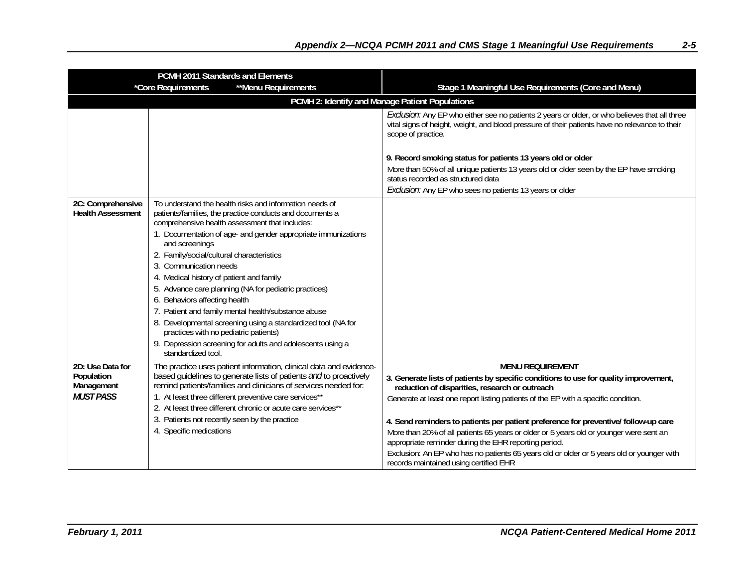| PCMH 2011 Standards and Elements *Core Requirements **Menu Requirements | | Stage 1 Meaningful Use Requirements (Core and Menu) |
|---|---|---|
| **PCMH 2: Identify and Manage Patient Populations** | | |
| | | *Exclusion:* Any EP who either see no patients 2 years or older, or who believes that all three vital signs of height, weight, and blood pressure of their patients have no relevance to their scope of practice.<br><br>**9. Record smoking status for patients 13 years old or older**<br>More than 50% of all unique patients 13 years old or older seen by the EP have smoking status recorded as structured data<br>*Exclusion:* Any EP who sees no patients 13 years or older |
| **2C: Comprehensive Health Assessment** | To understand the health risks and information needs of patients/families, the practice conducts and documents a comprehensive health assessment that includes:<br>1. Documentation of age- and gender appropriate immunizations and screenings<br>2. Family/social/cultural characteristics<br>3. Communication needs<br>4. Medical history of patient and family<br>5. Advance care planning (NA for pediatric practices)<br>6. Behaviors affecting health<br>7. Patient and family mental health/substance abuse<br>8. Developmental screening using a standardized tool (NA for practices with no pediatric patients)<br>9. Depression screening for adults and adolescents using a standardized tool. | |
| **2D: Use Data for Population Management *MUST PASS*** | The practice uses patient information, clinical data and evidence-based guidelines to generate lists of patients *and* to proactively remind patients/families and clinicians of services needed for:<br>1. At least three different preventive care services**<br>2. At least three different chronic or acute care services**<br>3. Patients not recently seen by the practice<br>4. Specific medications | **MENU REQUIREMENT**<br>**3. Generate lists of patients by specific conditions to use for quality improvement, reduction of disparities, research or outreach**<br>Generate at least one report listing patients of the EP with a specific condition.<br><br>**4. Send reminders to patients per patient preference for preventive/ follow-up care**<br>More than 20% of all patients 65 years or older or 5 years old or younger were sent an appropriate reminder during the EHR reporting period.<br>Exclusion: An EP who has no patients 65 years old or older or 5 years old or younger with records maintained using certified EHR |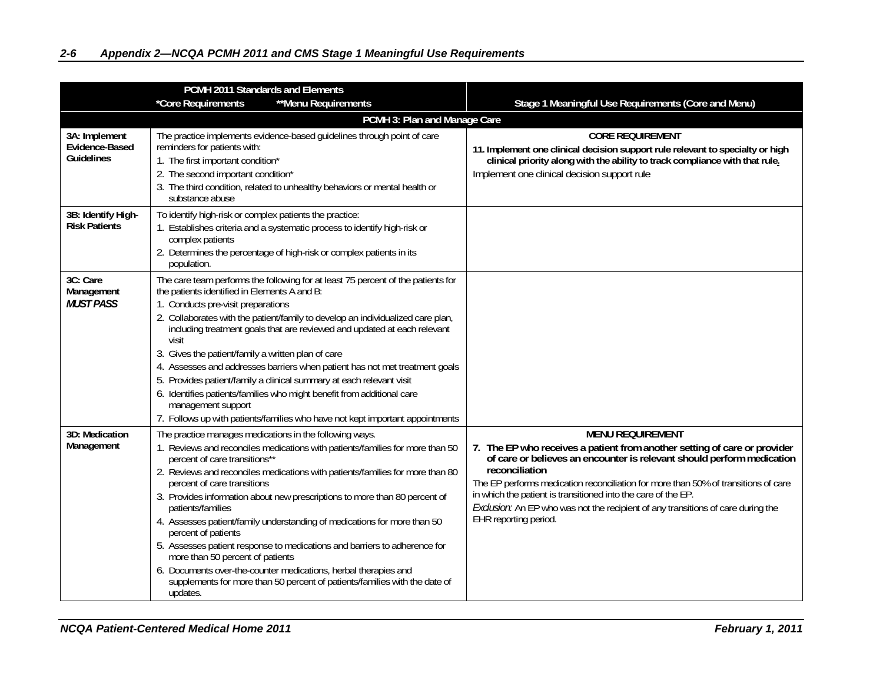| PCMH 2011 Standards and Elements *Core Requirements **Menu Requirements | | Stage 1 Meaningful Use Requirements (Core and Menu) |
|---|---|---|
| **PCMH 3: Plan and Manage Care** | | |
| **3A: Implement Evidence-Based Guidelines** | The practice implements evidence-based guidelines through point of care reminders for patients with:<br>1. The first important condition*<br>2. The second important condition*<br>3. The third condition, related to unhealthy behaviors or mental health or substance abuse | **CORE REQUIREMENT**<br>**11. Implement one clinical decision support rule relevant to specialty or high clinical priority along with the ability to track compliance with that rule.**<br>Implement one clinical decision support rule |
| **3B: Identify High-Risk Patients** | To identify high-risk or complex patients the practice:<br>1. Establishes criteria and a systematic process to identify high-risk or complex patients<br>2. Determines the percentage of high-risk or complex patients in its population. | |
| **3C: Care Management** ***MUST PASS*** | The care team performs the following for at least 75 percent of the patients for the patients identified in Elements A and B:<br>1. Conducts pre-visit preparations<br>2. Collaborates with the patient/family to develop an individualized care plan, including treatment goals that are reviewed and updated at each relevant visit<br>3. Gives the patient/family a written plan of care<br>4. Assesses and addresses barriers when patient has not met treatment goals<br>5. Provides patient/family a clinical summary at each relevant visit<br>6. Identifies patients/families who might benefit from additional care management support<br>7. Follows up with patients/families who have not kept important appointments | |
| **3D: Medication Management** | The practice manages medications in the following ways.<br>1. Reviews and reconciles medications with patients/families for more than 50 percent of care transitions**<br>2. Reviews and reconciles medications with patients/families for more than 80 percent of care transitions<br>3. Provides information about new prescriptions to more than 80 percent of patients/families<br>4. Assesses patient/family understanding of medications for more than 50 percent of patients<br>5. Assesses patient response to medications and barriers to adherence for more than 50 percent of patients<br>6. Documents over-the-counter medications, herbal therapies and supplements for more than 50 percent of patients/families with the date of updates. | **MENU REQUIREMENT**<br>**7. The EP who receives a patient from another setting of care or provider of care or believes an encounter is relevant should perform medication reconciliation**<br>The EP performs medication reconciliation for more than 50% of transitions of care in which the patient is transitioned into the care of the EP.<br>*Exclusion:* An EP who was not the recipient of any transitions of care during the EHR reporting period. |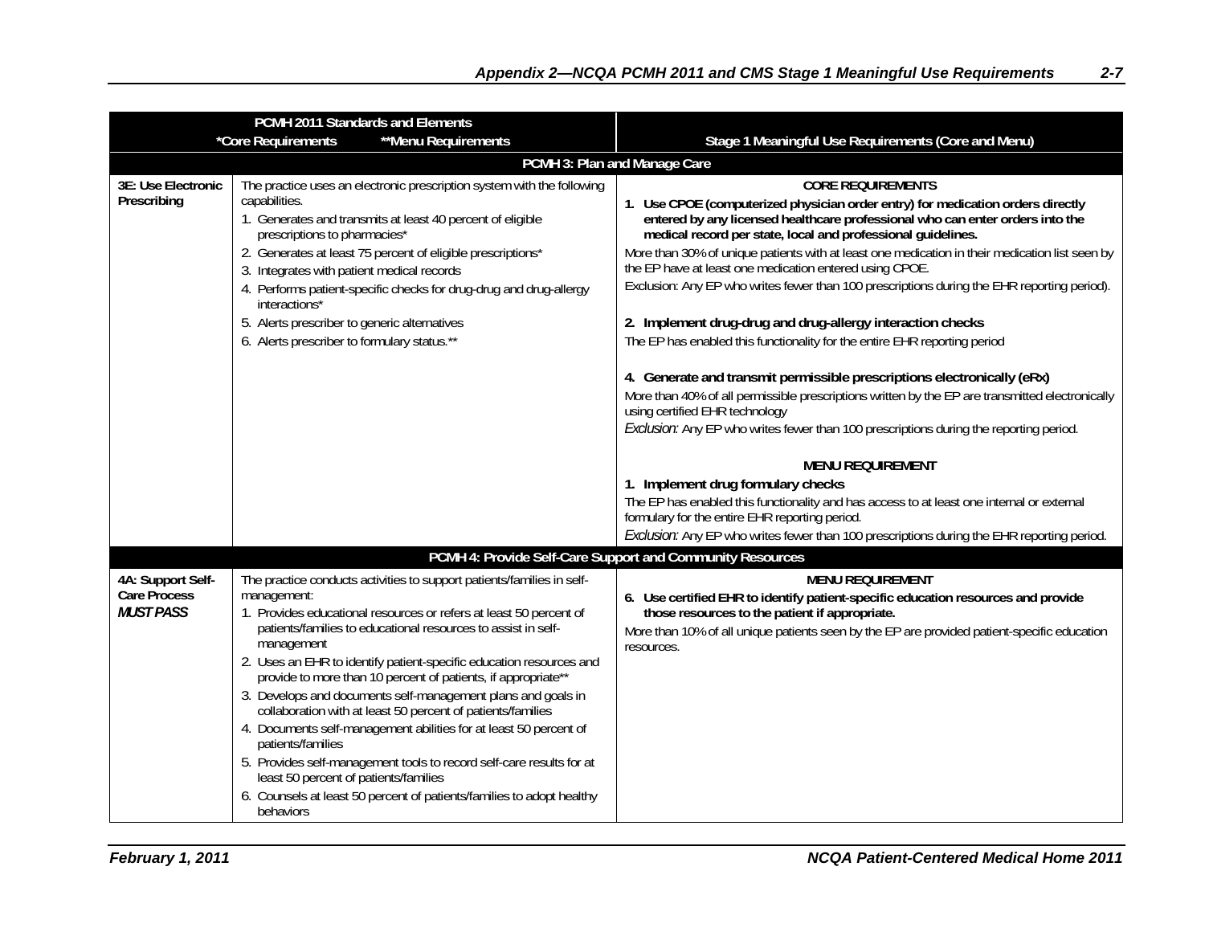| PCMH 2011 Standards and Elements<br>*Core Requirements **Menu Requirements | | Stage 1 Meaningful Use Requirements (Core and Menu) |
|---|---|---|
| **PCMH 3: Plan and Manage Care** | | |
| **3E: Use Electronic Prescribing** | The practice uses an electronic prescription system with the following capabilities.<br>1. Generates and transmits at least 40 percent of eligible prescriptions to pharmacies*<br>2. Generates at least 75 percent of eligible prescriptions*<br>3. Integrates with patient medical records<br>4. Performs patient-specific checks for drug-drug and drug-allergy interactions*<br>5. Alerts prescriber to generic alternatives<br>6. Alerts prescriber to formulary status.** | **CORE REQUIREMENTS**<br>**1. Use CPOE (computerized physician order entry) for medication orders directly entered by any licensed healthcare professional who can enter orders into the medical record per state, local and professional guidelines.**<br>More than 30% of unique patients with at least one medication in their medication list seen by the EP have at least one medication entered using CPOE.<br>Exclusion: Any EP who writes fewer than 100 prescriptions during the EHR reporting period).<br>**2. Implement drug-drug and drug-allergy interaction checks**<br>The EP has enabled this functionality for the entire EHR reporting period<br>**4. Generate and transmit permissible prescriptions electronically (eRx)**<br>More than 40% of all permissible prescriptions written by the EP are transmitted electronically using certified EHR technology<br>*Exclusion:* Any EP who writes fewer than 100 prescriptions during the reporting period.<br>**MENU REQUIREMENT**<br>**1. Implement drug formulary checks**<br>The EP has enabled this functionality and has access to at least one internal or external formulary for the entire EHR reporting period.<br>*Exclusion:* Any EP who writes fewer than 100 prescriptions during the EHR reporting period. |
| **PCMH 4: Provide Self-Care Support and Community Resources** | | |
| **4A: Support Self-Care Process**<br>***MUST PASS*** | The practice conducts activities to support patients/families in self-management:<br>1. Provides educational resources or refers at least 50 percent of patients/families to educational resources to assist in self-management<br>2. Uses an EHR to identify patient-specific education resources and provide to more than 10 percent of patients, if appropriate**<br>3. Develops and documents self-management plans and goals in collaboration with at least 50 percent of patients/families<br>4. Documents self-management abilities for at least 50 percent of patients/families<br>5. Provides self-management tools to record self-care results for at least 50 percent of patients/families<br>6. Counsels at least 50 percent of patients/families to adopt healthy behaviors | **MENU REQUIREMENT**<br>**6. Use certified EHR to identify patient-specific education resources and provide those resources to the patient if appropriate.**<br>More than 10% of all unique patients seen by the EP are provided patient-specific education resources. |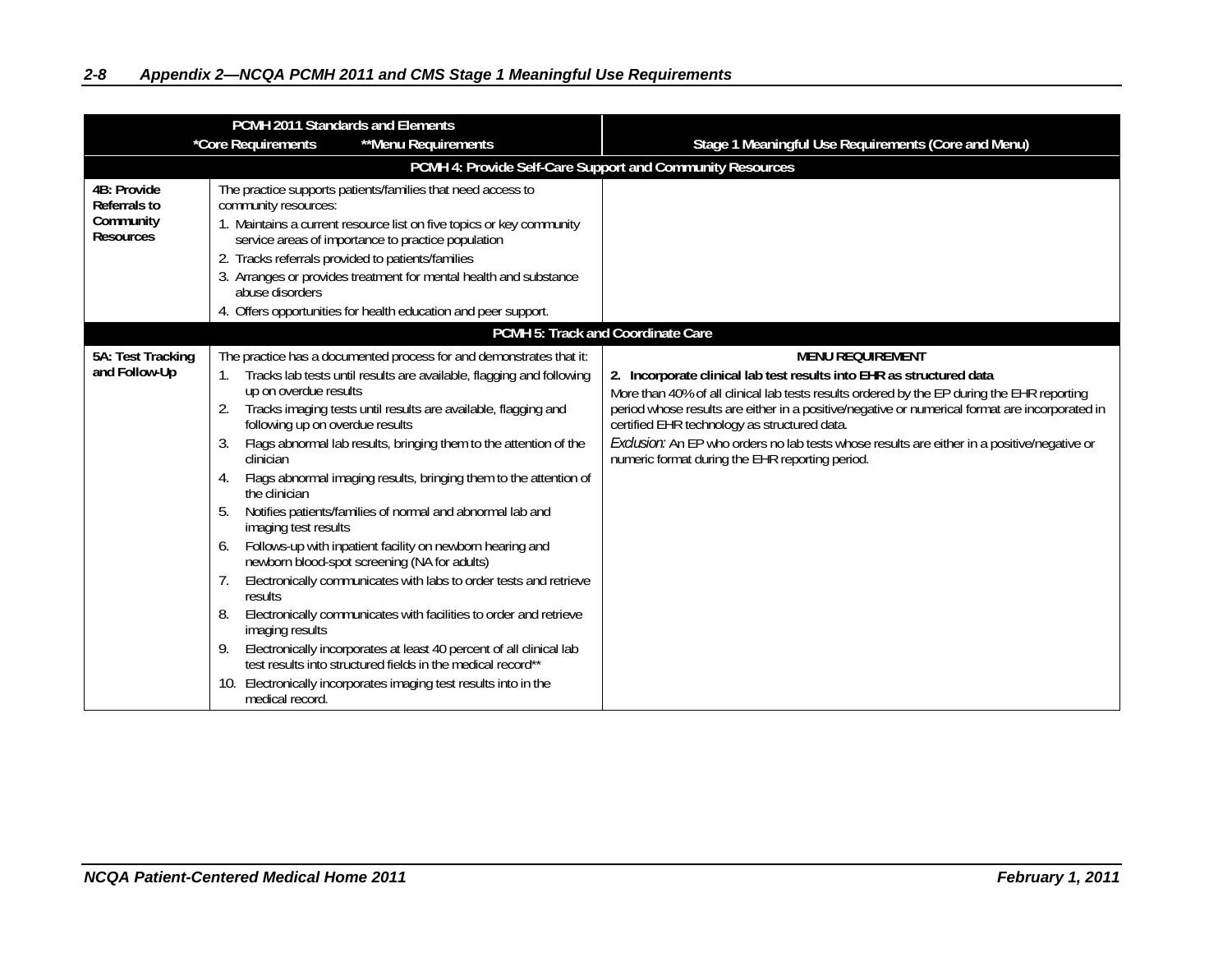| PCMH 2011 Standards and Elements<br>*Core Requirements **Menu Requirements | | Stage 1 Meaningful Use Requirements (Core and Menu) |
|---|---|---|
| **PCMH 4: Provide Self-Care Support and Community Resources** | | |
| **4B: Provide Referrals to Community Resources** | The practice supports patients/families that need access to community resources:<br>1. Maintains a current resource list on five topics or key community service areas of importance to practice population<br>2. Tracks referrals provided to patients/families<br>3. Arranges or provides treatment for mental health and substance abuse disorders<br>4. Offers opportunities for health education and peer support. | |
| **PCMH 5: Track and Coordinate Care** | | |
| **5A: Test Tracking and Follow-Up** | The practice has a documented process for and demonstrates that it:<br>1. Tracks lab tests until results are available, flagging and following up on overdue results<br>2. Tracks imaging tests until results are available, flagging and following up on overdue results<br>3. Flags abnormal lab results, bringing them to the attention of the clinician<br>4. Flags abnormal imaging results, bringing them to the attention of the clinician<br>5. Notifies patients/families of normal and abnormal lab and imaging test results<br>6. Follows-up with inpatient facility on newborn hearing and newborn blood-spot screening (NA for adults)<br>7. Electronically communicates with labs to order tests and retrieve results<br>8. Electronically communicates with facilities to order and retrieve imaging results<br>9. Electronically incorporates at least 40 percent of all clinical lab test results into structured fields in the medical record**<br>10. Electronically incorporates imaging test results into in the medical record. | **MENU REQUIREMENT**<br>**2. Incorporate clinical lab test results into EHR as structured data**<br>More than 40% of all clinical lab tests results ordered by the EP during the EHR reporting period whose results are either in a positive/negative or numerical format are incorporated in certified EHR technology as structured data.<br>*Exclusion:* An EP who orders no lab tests whose results are either in a positive/negative or numeric format during the EHR reporting period. |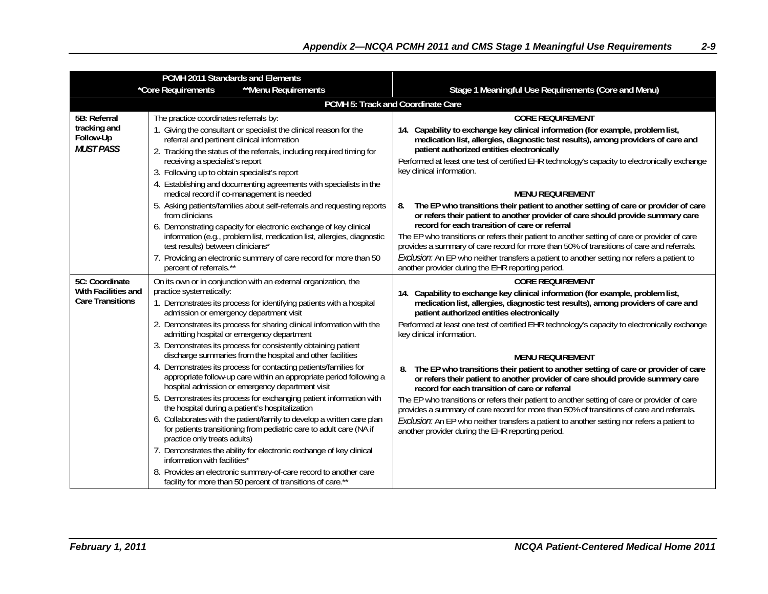| PCMH 2011 Standards and Elements<br>*Core Requirements **Menu Requirements | | Stage 1 Meaningful Use Requirements (Core and Menu) |
|---|---|---|
| **PCMH 5: Track and Coordinate Care** | | |
| **5B: Referral tracking and Follow-Up**<br>***MUST PASS*** | The practice coordinates referrals by:<br>1. Giving the consultant or specialist the clinical reason for the referral and pertinent clinical information<br>2. Tracking the status of the referrals, including required timing for receiving a specialist's report<br>3. Following up to obtain specialist's report<br>4. Establishing and documenting agreements with specialists in the medical record if co-management is needed<br>5. Asking patients/families about self-referrals and requesting reports from clinicians<br>6. Demonstrating capacity for electronic exchange of key clinical information (e.g., problem list, medication list, allergies, diagnostic test results) between clinicians*<br>7. Providing an electronic summary of care record for more than 50 percent of referrals.** | **CORE REQUIREMENT**<br>**14. Capability to exchange key clinical information (for example, problem list, medication list, allergies, diagnostic test results), among providers of care and patient authorized entities electronically**<br>Performed at least one test of certified EHR technology's capacity to electronically exchange key clinical information.<br><br>**MENU REQUIREMENT**<br>**8. The EP who transitions their patient to another setting of care or provider of care or refers their patient to another provider of care should provide summary care record for each transition of care or referral**<br>The EP who transitions or refers their patient to another setting of care or provider of care provides a summary of care record for more than 50% of transitions of care and referrals.<br>*Exclusion:* An EP who neither transfers a patient to another setting nor refers a patient to another provider during the EHR reporting period. |
| **5C: Coordinate With Facilities and Care Transitions** | On its own or in conjunction with an external organization, the practice systematically:<br>1. Demonstrates its process for identifying patients with a hospital admission or emergency department visit<br>2. Demonstrates its process for sharing clinical information with the admitting hospital or emergency department<br>3. Demonstrates its process for consistently obtaining patient discharge summaries from the hospital and other facilities<br>4. Demonstrates its process for contacting patients/families for appropriate follow-up care within an appropriate period following a hospital admission or emergency department visit<br>5. Demonstrates its process for exchanging patient information with the hospital during a patient's hospitalization<br>6. Collaborates with the patient/family to develop a written care plan for patients transitioning from pediatric care to adult care (NA if practice only treats adults)<br>7. Demonstrates the ability for electronic exchange of key clinical information with facilities*<br>8. Provides an electronic summary-of-care record to another care facility for more than 50 percent of transitions of care.** | **CORE REQUIREMENT**<br>**14. Capability to exchange key clinical information (for example, problem list, medication list, allergies, diagnostic test results), among providers of care and patient authorized entities electronically**<br>Performed at least one test of certified EHR technology's capacity to electronically exchange key clinical information.<br><br>**MENU REQUIREMENT**<br>**8. The EP who transitions their patient to another setting of care or provider of care or refers their patient to another provider of care should provide summary care record for each transition of care or referral**<br>The EP who transitions or refers their patient to another setting of care or provider of care provides a summary of care record for more than 50% of transitions of care and referrals.<br>*Exclusion:* An EP who neither transfers a patient to another setting nor refers a patient to another provider during the EHR reporting period. |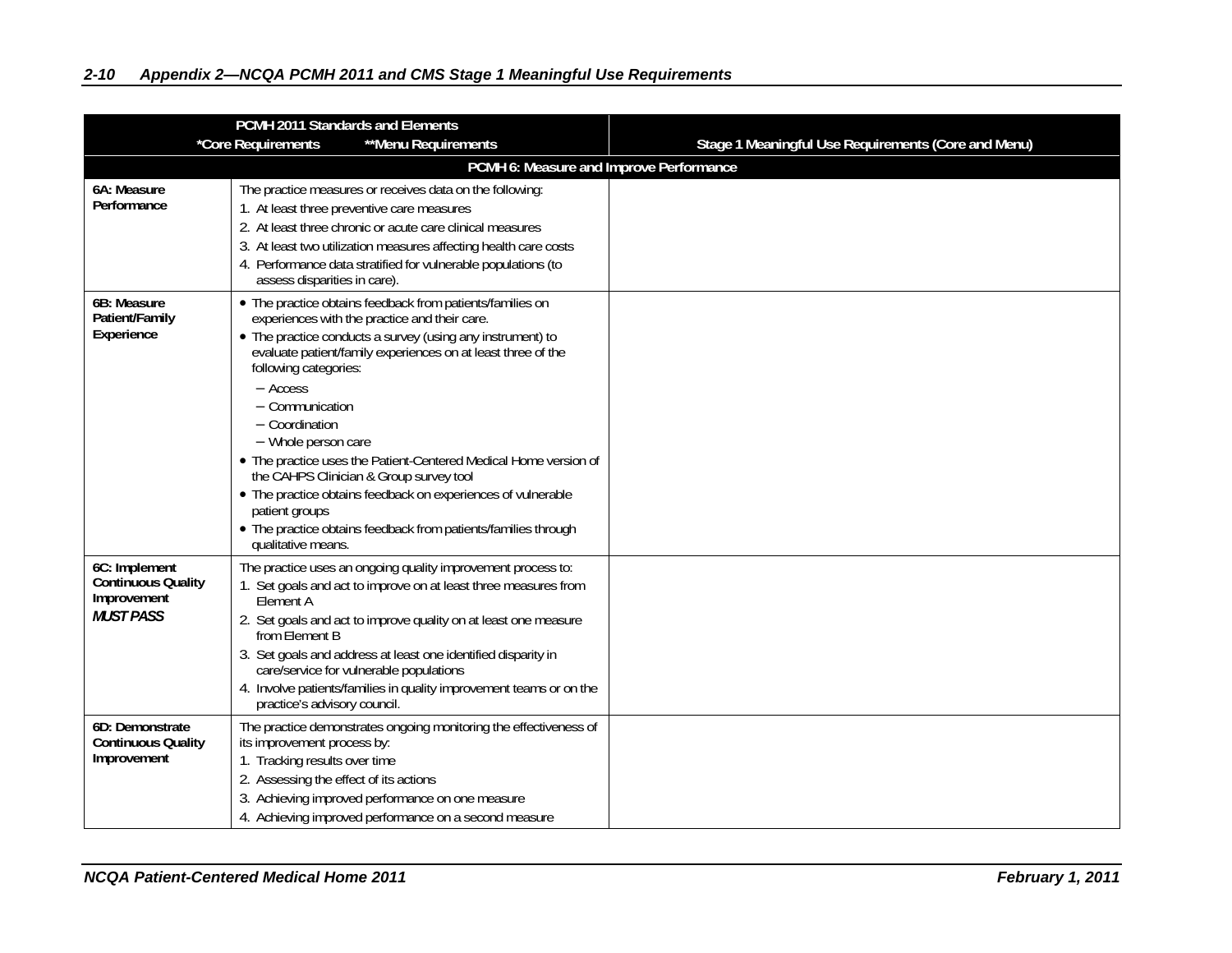| PCMH 2011 Standards and Elements<br>*Core Requirements **Menu Requirements | | Stage 1 Meaningful Use Requirements (Core and Menu) |
|---|---|---|
| **PCMH 6: Measure and Improve Performance** | | |
| **6A: Measure Performance** | The practice measures or receives data on the following:<br>1. At least three preventive care measures<br>2. At least three chronic or acute care clinical measures<br>3. At least two utilization measures affecting health care costs<br>4. Performance data stratified for vulnerable populations (to assess disparities in care). | |
| **6B: Measure Patient/Family Experience** | • The practice obtains feedback from patients/families on experiences with the practice and their care.<br>• The practice conducts a survey (using any instrument) to evaluate patient/family experiences on at least three of the following categories:<br>– Access<br>– Communication<br>– Coordination<br>– Whole person care<br>• The practice uses the Patient-Centered Medical Home version of the CAHPS Clinician & Group survey tool<br>• The practice obtains feedback on experiences of vulnerable patient groups<br>• The practice obtains feedback from patients/families through qualitative means. | |
| **6C: Implement Continuous Quality Improvement**<br>***MUST PASS*** | The practice uses an ongoing quality improvement process to:<br>1. Set goals and act to improve on at least three measures from Element A<br>2. Set goals and act to improve quality on at least one measure from Element B<br>3. Set goals and address at least one identified disparity in care/service for vulnerable populations<br>4. Involve patients/families in quality improvement teams or on the practice's advisory council. | |
| **6D: Demonstrate Continuous Quality Improvement** | The practice demonstrates ongoing monitoring the effectiveness of its improvement process by:<br>1. Tracking results over time<br>2. Assessing the effect of its actions<br>3. Achieving improved performance on one measure<br>4. Achieving improved performance on a second measure | |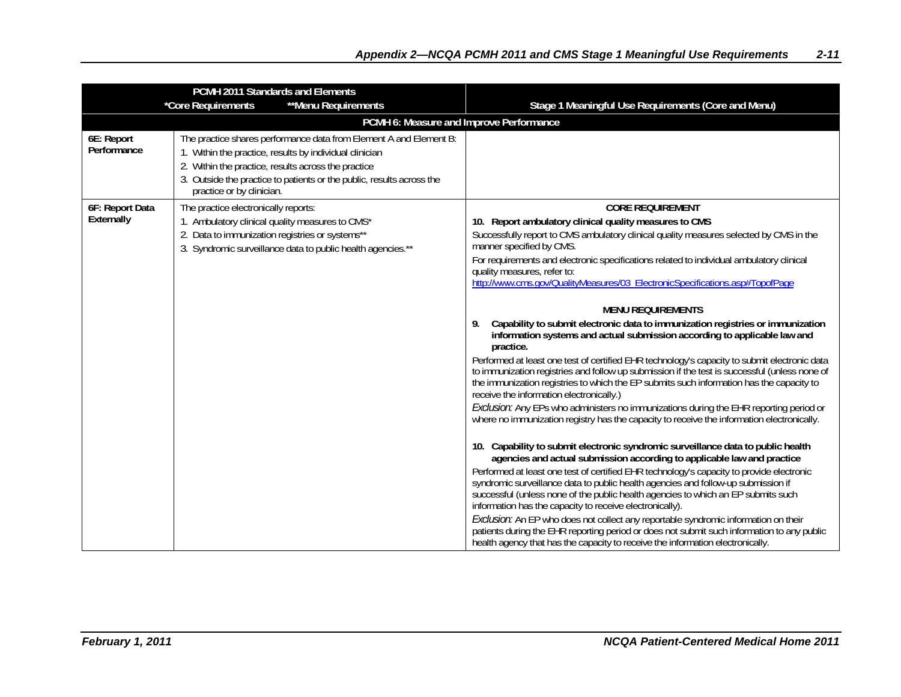| PCMH 2011 Standards and Elements<br>*Core Requirements **Menu Requirements | | Stage 1 Meaningful Use Requirements (Core and Menu) |
|---|---|---|
| **PCMH 6: Measure and Improve Performance** | | |
| **6E: Report Performance** | The practice shares performance data from Element A and Element B:<br>1. Within the practice, results by individual clinician<br>2. Within the practice, results across the practice<br>3. Outside the practice to patients or the public, results across the practice or by clinician. | |
| **6F: Report Data Externally** | The practice electronically reports:<br>1. Ambulatory clinical quality measures to CMS*<br>2. Data to immunization registries or systems**<br>3. Syndromic surveillance data to public health agencies.** | **CORE REQUIREMENT**<br>**10. Report ambulatory clinical quality measures to CMS**<br>Successfully report to CMS ambulatory clinical quality measures selected by CMS in the manner specified by CMS.<br>For requirements and electronic specifications related to individual ambulatory clinical quality measures, refer to:<br>http://www.cms.gov/QualityMeasures/03_ElectronicSpecifications.asp#TopofPage<br><br>**MENU REQUIREMENTS**<br>**9. Capability to submit electronic data to immunization registries or immunization information systems and actual submission according to applicable law and practice.**<br>Performed at least one test of certified EHR technology's capacity to submit electronic data to immunization registries and follow up submission if the test is successful (unless none of the immunization registries to which the EP submits such information has the capacity to receive the information electronically.)<br>*Exclusion:* Any EPs who administers no immunizations during the EHR reporting period or where no immunization registry has the capacity to receive the information electronically.<br><br>**10. Capability to submit electronic syndromic surveillance data to public health agencies and actual submission according to applicable law and practice**<br>Performed at least one test of certified EHR technology's capacity to provide electronic syndromic surveillance data to public health agencies and follow-up submission if successful (unless none of the public health agencies to which an EP submits such information has the capacity to receive electronically).<br>*Exclusion:* An EP who does not collect any reportable syndromic information on their patients during the EHR reporting period or does not submit such information to any public health agency that has the capacity to receive the information electronically. |